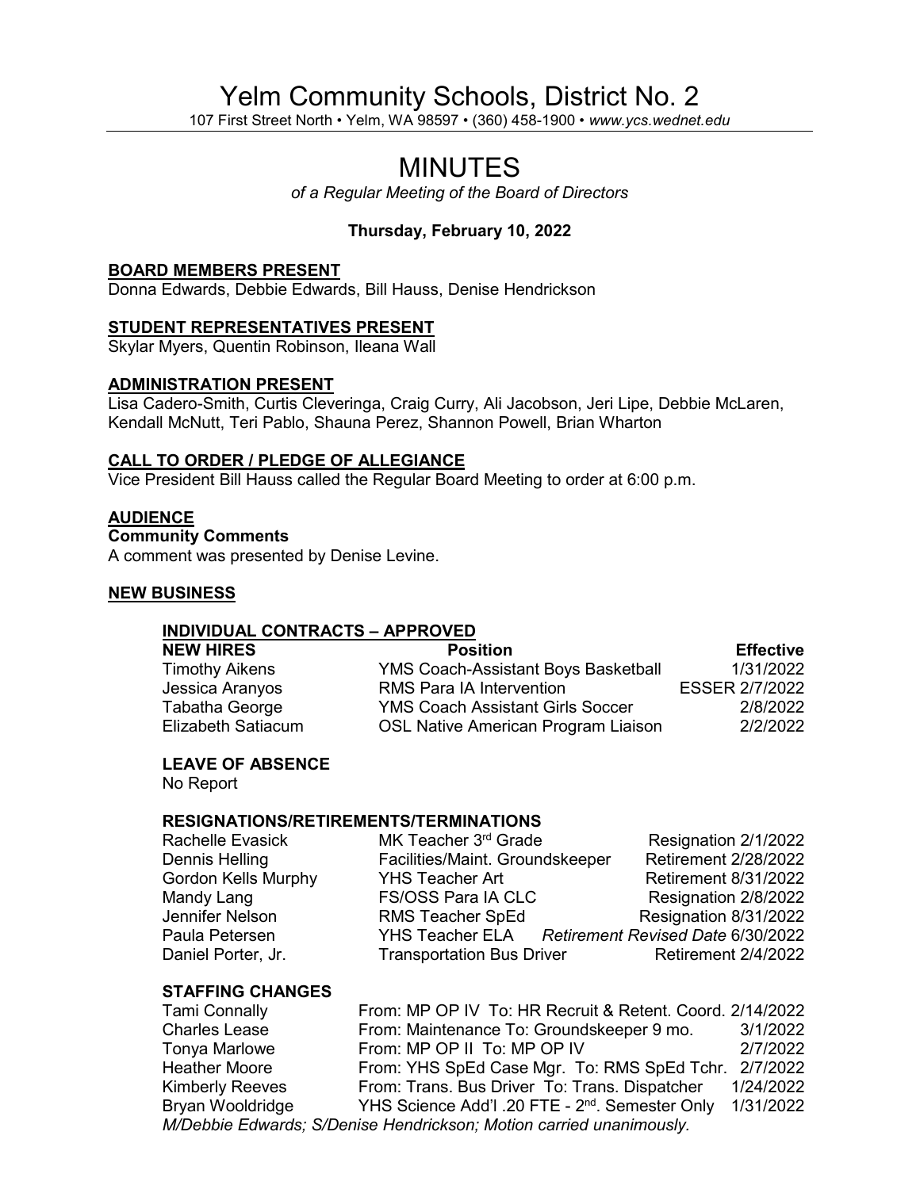# Yelm Community Schools, District No. 2

107 First Street North • Yelm, WA 98597 • (360) 458-1900 • *www.ycs.wednet.edu*

# MINUTES

*of a Regular Meeting of the Board of Directors*

**Thursday, February 10, 2022**

## BOARD MEMBERS PRESENT

Donna Edwards, Debbie Edwards, Bill Hauss, Denise Hendrickson

## STUDENT REPRESENTATIVES PRESENT

Skylar Myers, Quentin Robinson, Ileana Wall

## ADMINISTRATION PRESENT

Lisa Cadero-Smith, Curtis Cleveringa, Craig Curry, Ali Jacobson, Jeri Lipe, Debbie McLaren, Kendall McNutt, Teri Pablo, Shauna Perez, Shannon Powell, Brian Wharton

## CALL TO ORDER / PLEDGE OF ALLEGIANCE

Vice President Bill Hauss called the Regular Board Meeting to order at 6:00 p.m.

## AUDIENCE

**Community Comments**

A comment was presented by Denise Levine.

## NEW BUSINESS

### INDIVIDUAL CONTRACTS – APPROVED

| NEW HIRES | Position | Effective |
|---|---|---|
| Timothy Aikens | YMS Coach-Assistant Boys Basketball | 1/31/2022 |
| Jessica Aranyos | RMS Para IA Intervention | ESSER 2/7/2022 |
| Tabatha George | YMS Coach Assistant Girls Soccer | 2/8/2022 |
| Elizabeth Satiacum | OSL Native American Program Liaison | 2/2/2022 |

**LEAVE OF ABSENCE**

No Report

**RESIGNATIONS/RETIREMENTS/TERMINATIONS**

| | | |
|---|---|---|
| Rachelle Evasick | MK Teacher 3rd Grade | Resignation 2/1/2022 |
| Dennis Helling | Facilities/Maint. Groundskeeper | Retirement 2/28/2022 |
| Gordon Kells Murphy | YHS Teacher Art | Retirement 8/31/2022 |
| Mandy Lang | FS/OSS Para IA CLC | Resignation 2/8/2022 |
| Jennifer Nelson | RMS Teacher SpEd | Resignation 8/31/2022 |
| Paula Petersen | YHS Teacher ELA | *Retirement Revised Date* 6/30/2022 |
| Daniel Porter, Jr. | Transportation Bus Driver | Retirement 2/4/2022 |

**STAFFING CHANGES**

| | | |
|---|---|---|
| Tami Connally | From: MP OP IV To: HR Recruit & Retent. Coord. | 2/14/2022 |
| Charles Lease | From: Maintenance To: Groundskeeper 9 mo. | 3/1/2022 |
| Tonya Marlowe | From: MP OP II To: MP OP IV | 2/7/2022 |
| Heather Moore | From: YHS SpEd Case Mgr. To: RMS SpEd Tchr. | 2/7/2022 |
| Kimberly Reeves | From: Trans. Bus Driver To: Trans. Dispatcher | 1/24/2022 |
| Bryan Wooldridge | YHS Science Add'l .20 FTE - 2nd. Semester Only | 1/31/2022 |

*M/Debbie Edwards; S/Denise Hendrickson; Motion carried unanimously.*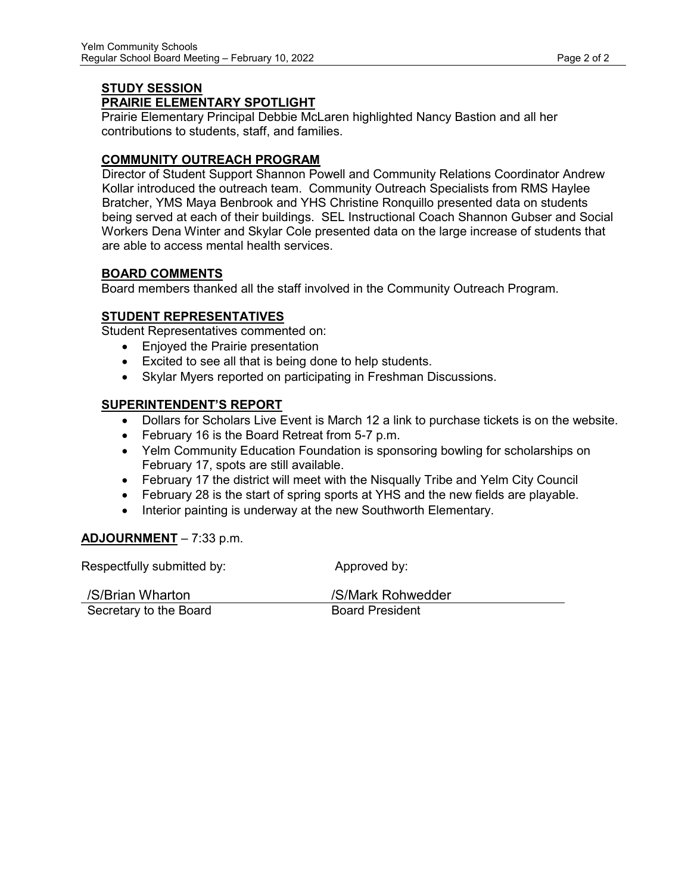## STUDY SESSION

### PRAIRIE ELEMENTARY SPOTLIGHT

Prairie Elementary Principal Debbie McLaren highlighted Nancy Bastion and all her contributions to students, staff, and families.

### COMMUNITY OUTREACH PROGRAM

Director of Student Support Shannon Powell and Community Relations Coordinator Andrew Kollar introduced the outreach team. Community Outreach Specialists from RMS Haylee Bratcher, YMS Maya Benbrook and YHS Christine Ronquillo presented data on students being served at each of their buildings. SEL Instructional Coach Shannon Gubser and Social Workers Dena Winter and Skylar Cole presented data on the large increase of students that are able to access mental health services.

### BOARD COMMENTS

Board members thanked all the staff involved in the Community Outreach Program.

### STUDENT REPRESENTATIVES

Student Representatives commented on:

- Enjoyed the Prairie presentation
- Excited to see all that is being done to help students.
- Skylar Myers reported on participating in Freshman Discussions.

### SUPERINTENDENT'S REPORT

- Dollars for Scholars Live Event is March 12 a link to purchase tickets is on the website.
- February 16 is the Board Retreat from 5-7 p.m.
- Yelm Community Education Foundation is sponsoring bowling for scholarships on February 17, spots are still available.
- February 17 the district will meet with the Nisqually Tribe and Yelm City Council
- February 28 is the start of spring sports at YHS and the new fields are playable.
- Interior painting is underway at the new Southworth Elementary.

## ADJOURNMENT – 7:33 p.m.

Respectfully submitted by: Approved by:

/S/Brian Wharton
Secretary to the Board

/S/Mark Rohwedder
Board President